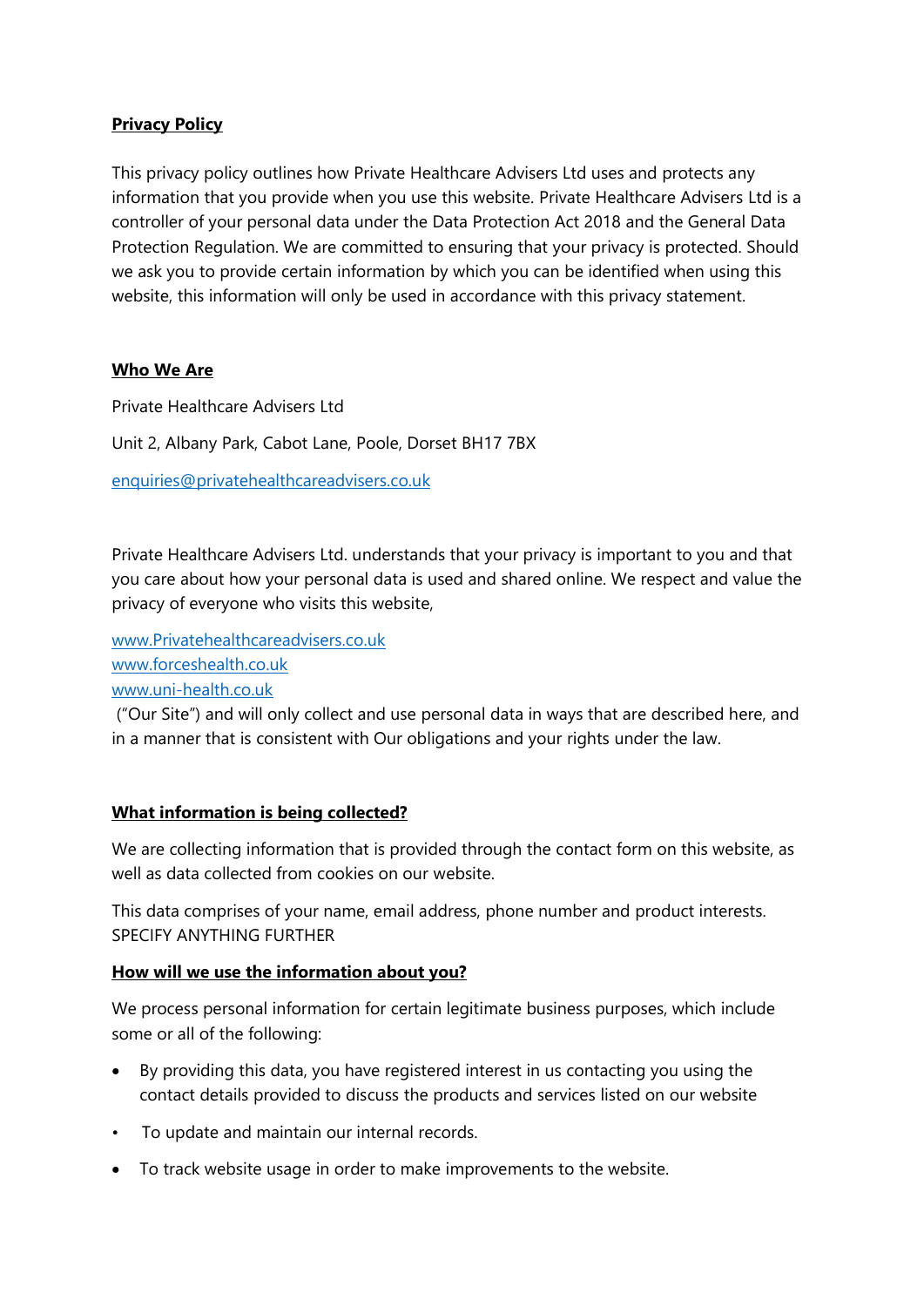**Privacy Policy**

This privacy policy outlines how Private Healthcare Advisers Ltd uses and protects any information that you provide when you use this website. Private Healthcare Advisers Ltd is a controller of your personal data under the Data Protection Act 2018 and the General Data Protection Regulation. We are committed to ensuring that your privacy is protected. Should we ask you to provide certain information by which you can be identified when using this website, this information will only be used in accordance with this privacy statement.

**Who We Are**

Private Healthcare Advisers Ltd

Unit 2, Albany Park, Cabot Lane, Poole, Dorset BH17 7BX

enquiries@privatehealthcareadvisers.co.uk

Private Healthcare Advisers Ltd. understands that your privacy is important to you and that you care about how your personal data is used and shared online. We respect and value the privacy of everyone who visits this website,

www.Privatehealthcareadvisers.co.uk
www.forceshealth.co.uk
www.uni-health.co.uk
("Our Site") and will only collect and use personal data in ways that are described here, and in a manner that is consistent with Our obligations and your rights under the law.

**What information is being collected?**

We are collecting information that is provided through the contact form on this website, as well as data collected from cookies on our website.

This data comprises of your name, email address, phone number and product interests. SPECIFY ANYTHING FURTHER

**How will we use the information about you?**

We process personal information for certain legitimate business purposes, which include some or all of the following:

- By providing this data, you have registered interest in us contacting you using the contact details provided to discuss the products and services listed on our website
- To update and maintain our internal records.
- To track website usage in order to make improvements to the website.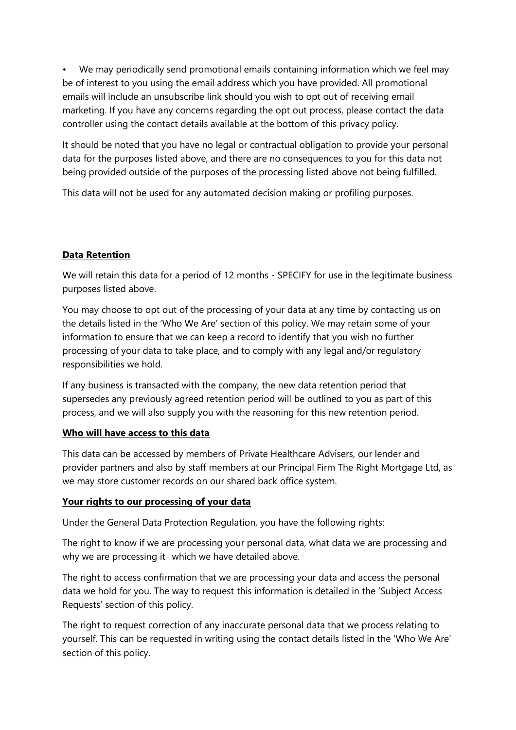- We may periodically send promotional emails containing information which we feel may be of interest to you using the email address which you have provided. All promotional emails will include an unsubscribe link should you wish to opt out of receiving email marketing. If you have any concerns regarding the opt out process, please contact the data controller using the contact details available at the bottom of this privacy policy.

It should be noted that you have no legal or contractual obligation to provide your personal data for the purposes listed above, and there are no consequences to you for this data not being provided outside of the purposes of the processing listed above not being fulfilled.

This data will not be used for any automated decision making or profiling purposes.

**Data Retention**

We will retain this data for a period of 12 months - SPECIFY for use in the legitimate business purposes listed above.

You may choose to opt out of the processing of your data at any time by contacting us on the details listed in the 'Who We Are' section of this policy. We may retain some of your information to ensure that we can keep a record to identify that you wish no further processing of your data to take place, and to comply with any legal and/or regulatory responsibilities we hold.

If any business is transacted with the company, the new data retention period that supersedes any previously agreed retention period will be outlined to you as part of this process, and we will also supply you with the reasoning for this new retention period.

**Who will have access to this data**

This data can be accessed by members of Private Healthcare Advisers, our lender and provider partners and also by staff members at our Principal Firm The Right Mortgage Ltd, as we may store customer records on our shared back office system.

**Your rights to our processing of your data**

Under the General Data Protection Regulation, you have the following rights:

The right to know if we are processing your personal data, what data we are processing and why we are processing it- which we have detailed above.

The right to access confirmation that we are processing your data and access the personal data we hold for you. The way to request this information is detailed in the 'Subject Access Requests' section of this policy.

The right to request correction of any inaccurate personal data that we process relating to yourself. This can be requested in writing using the contact details listed in the 'Who We Are' section of this policy.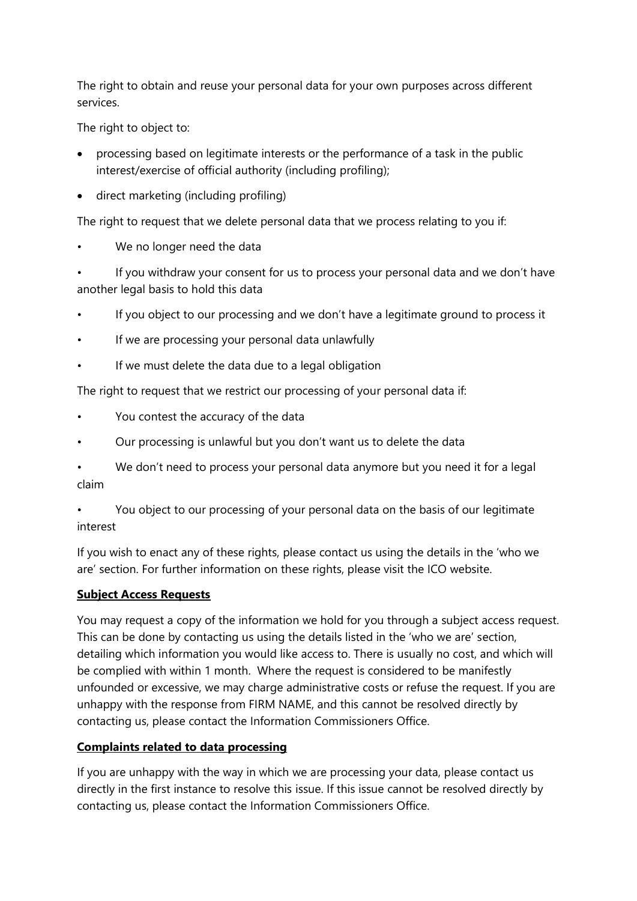The right to obtain and reuse your personal data for your own purposes across different services.

The right to object to:

- processing based on legitimate interests or the performance of a task in the public interest/exercise of official authority (including profiling);
- direct marketing (including profiling)

The right to request that we delete personal data that we process relating to you if:

- We no longer need the data
- If you withdraw your consent for us to process your personal data and we don't have another legal basis to hold this data
- If you object to our processing and we don't have a legitimate ground to process it
- If we are processing your personal data unlawfully
- If we must delete the data due to a legal obligation

The right to request that we restrict our processing of your personal data if:

- You contest the accuracy of the data
- Our processing is unlawful but you don't want us to delete the data
- We don't need to process your personal data anymore but you need it for a legal claim
- You object to our processing of your personal data on the basis of our legitimate interest

If you wish to enact any of these rights, please contact us using the details in the 'who we are' section. For further information on these rights, please visit the ICO website.

**Subject Access Requests**

You may request a copy of the information we hold for you through a subject access request. This can be done by contacting us using the details listed in the 'who we are' section, detailing which information you would like access to. There is usually no cost, and which will be complied with within 1 month. Where the request is considered to be manifestly unfounded or excessive, we may charge administrative costs or refuse the request. If you are unhappy with the response from FIRM NAME, and this cannot be resolved directly by contacting us, please contact the Information Commissioners Office.

**Complaints related to data processing**

If you are unhappy with the way in which we are processing your data, please contact us directly in the first instance to resolve this issue. If this issue cannot be resolved directly by contacting us, please contact the Information Commissioners Office.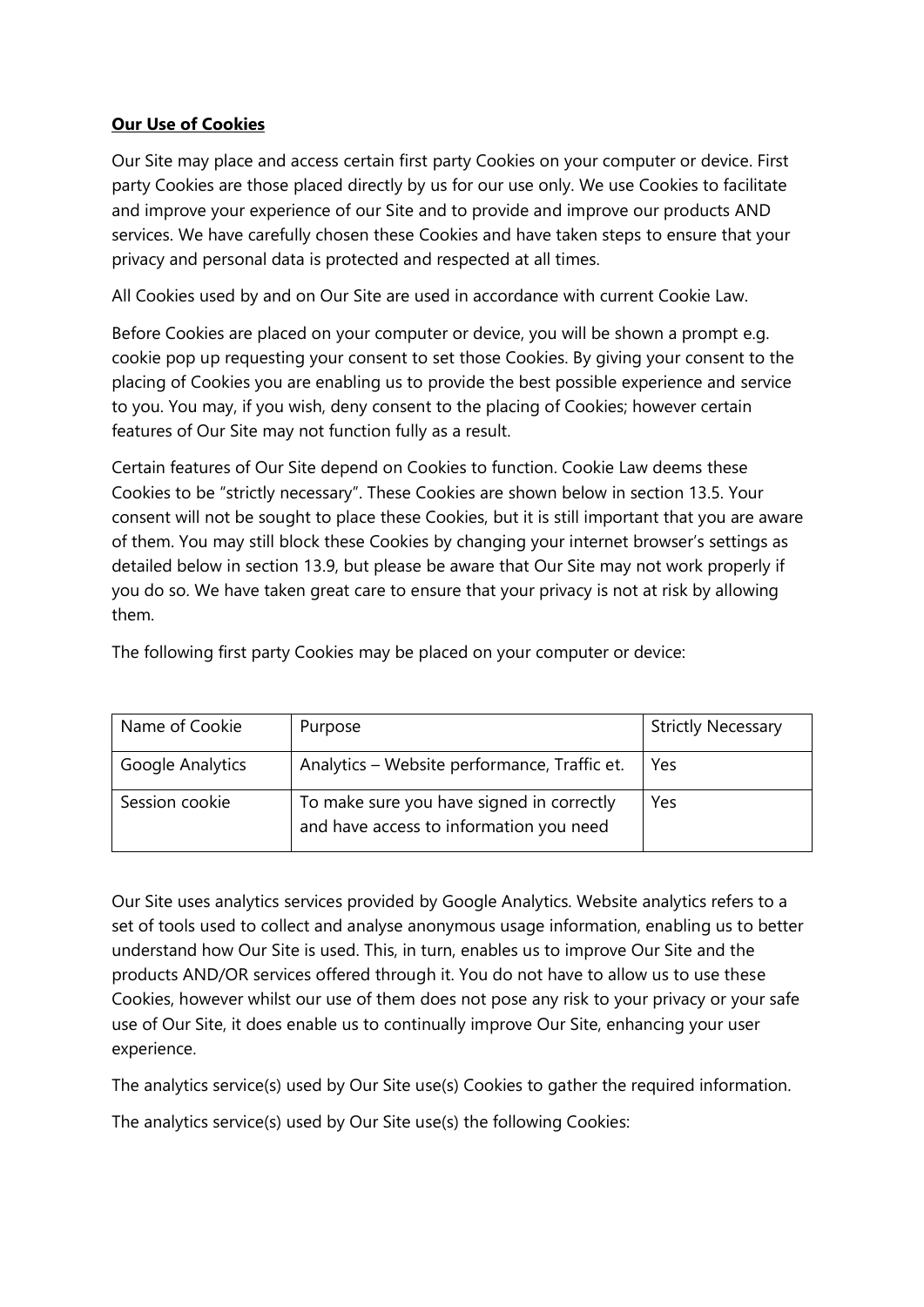**Our Use of Cookies**

Our Site may place and access certain first party Cookies on your computer or device. First party Cookies are those placed directly by us for our use only. We use Cookies to facilitate and improve your experience of our Site and to provide and improve our products AND services. We have carefully chosen these Cookies and have taken steps to ensure that your privacy and personal data is protected and respected at all times.

All Cookies used by and on Our Site are used in accordance with current Cookie Law.

Before Cookies are placed on your computer or device, you will be shown a prompt e.g. cookie pop up requesting your consent to set those Cookies. By giving your consent to the placing of Cookies you are enabling us to provide the best possible experience and service to you. You may, if you wish, deny consent to the placing of Cookies; however certain features of Our Site may not function fully as a result.

Certain features of Our Site depend on Cookies to function. Cookie Law deems these Cookies to be "strictly necessary". These Cookies are shown below in section 13.5. Your consent will not be sought to place these Cookies, but it is still important that you are aware of them. You may still block these Cookies by changing your internet browser's settings as detailed below in section 13.9, but please be aware that Our Site may not work properly if you do so. We have taken great care to ensure that your privacy is not at risk by allowing them.

The following first party Cookies may be placed on your computer or device:

| Name of Cookie | Purpose | Strictly Necessary |
| --- | --- | --- |
| Google Analytics | Analytics – Website performance, Traffic et. | Yes |
| Session cookie | To make sure you have signed in correctly and have access to information you need | Yes |

Our Site uses analytics services provided by Google Analytics. Website analytics refers to a set of tools used to collect and analyse anonymous usage information, enabling us to better understand how Our Site is used. This, in turn, enables us to improve Our Site and the products AND/OR services offered through it. You do not have to allow us to use these Cookies, however whilst our use of them does not pose any risk to your privacy or your safe use of Our Site, it does enable us to continually improve Our Site, enhancing your user experience.

The analytics service(s) used by Our Site use(s) Cookies to gather the required information.

The analytics service(s) used by Our Site use(s) the following Cookies: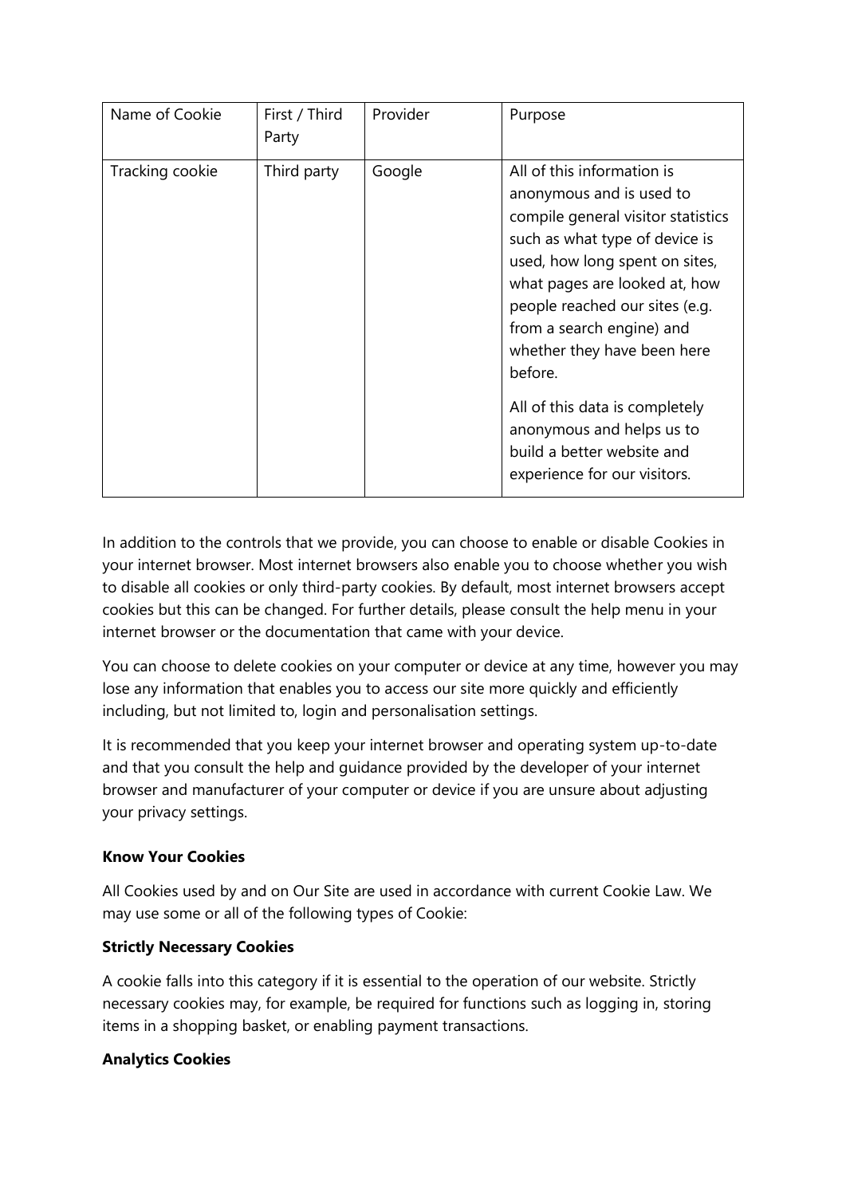| Name of Cookie | First / Third Party | Provider | Purpose |
| --- | --- | --- | --- |
| Tracking cookie | Third party | Google | All of this information is anonymous and is used to compile general visitor statistics such as what type of device is used, how long spent on sites, what pages are looked at, how people reached our sites (e.g. from a search engine) and whether they have been here before. All of this data is completely anonymous and helps us to build a better website and experience for our visitors. |

In addition to the controls that we provide, you can choose to enable or disable Cookies in your internet browser. Most internet browsers also enable you to choose whether you wish to disable all cookies or only third-party cookies. By default, most internet browsers accept cookies but this can be changed. For further details, please consult the help menu in your internet browser or the documentation that came with your device.

You can choose to delete cookies on your computer or device at any time, however you may lose any information that enables you to access our site more quickly and efficiently including, but not limited to, login and personalisation settings.

It is recommended that you keep your internet browser and operating system up-to-date and that you consult the help and guidance provided by the developer of your internet browser and manufacturer of your computer or device if you are unsure about adjusting your privacy settings.

**Know Your Cookies**

All Cookies used by and on Our Site are used in accordance with current Cookie Law. We may use some or all of the following types of Cookie:

**Strictly Necessary Cookies**

A cookie falls into this category if it is essential to the operation of our website. Strictly necessary cookies may, for example, be required for functions such as logging in, storing items in a shopping basket, or enabling payment transactions.

**Analytics Cookies**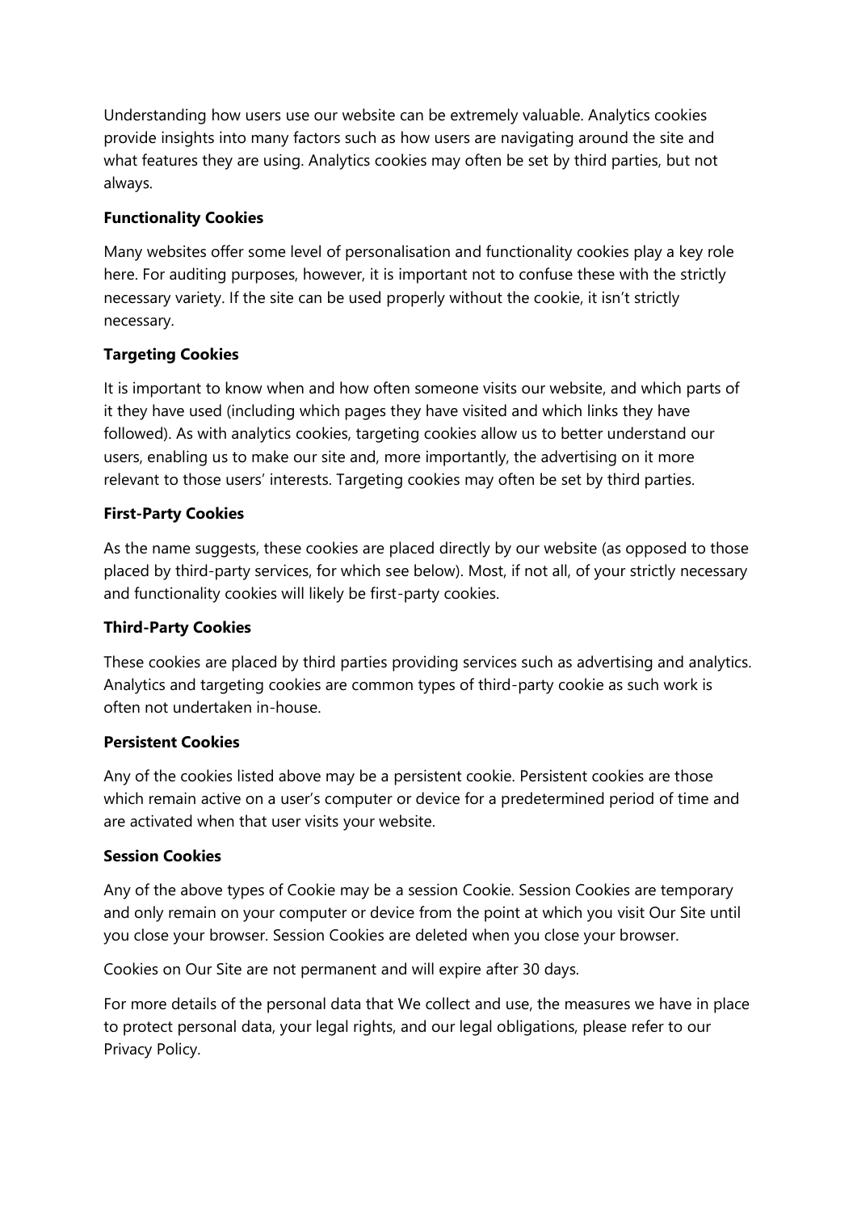Understanding how users use our website can be extremely valuable. Analytics cookies provide insights into many factors such as how users are navigating around the site and what features they are using. Analytics cookies may often be set by third parties, but not always.

**Functionality Cookies**

Many websites offer some level of personalisation and functionality cookies play a key role here. For auditing purposes, however, it is important not to confuse these with the strictly necessary variety. If the site can be used properly without the cookie, it isn't strictly necessary.

**Targeting Cookies**

It is important to know when and how often someone visits our website, and which parts of it they have used (including which pages they have visited and which links they have followed). As with analytics cookies, targeting cookies allow us to better understand our users, enabling us to make our site and, more importantly, the advertising on it more relevant to those users' interests. Targeting cookies may often be set by third parties.

**First-Party Cookies**

As the name suggests, these cookies are placed directly by our website (as opposed to those placed by third-party services, for which see below). Most, if not all, of your strictly necessary and functionality cookies will likely be first-party cookies.

**Third-Party Cookies**

These cookies are placed by third parties providing services such as advertising and analytics. Analytics and targeting cookies are common types of third-party cookie as such work is often not undertaken in-house.

**Persistent Cookies**

Any of the cookies listed above may be a persistent cookie. Persistent cookies are those which remain active on a user's computer or device for a predetermined period of time and are activated when that user visits your website.

**Session Cookies**

Any of the above types of Cookie may be a session Cookie. Session Cookies are temporary and only remain on your computer or device from the point at which you visit Our Site until you close your browser. Session Cookies are deleted when you close your browser.

Cookies on Our Site are not permanent and will expire after 30 days.

For more details of the personal data that We collect and use, the measures we have in place to protect personal data, your legal rights, and our legal obligations, please refer to our Privacy Policy.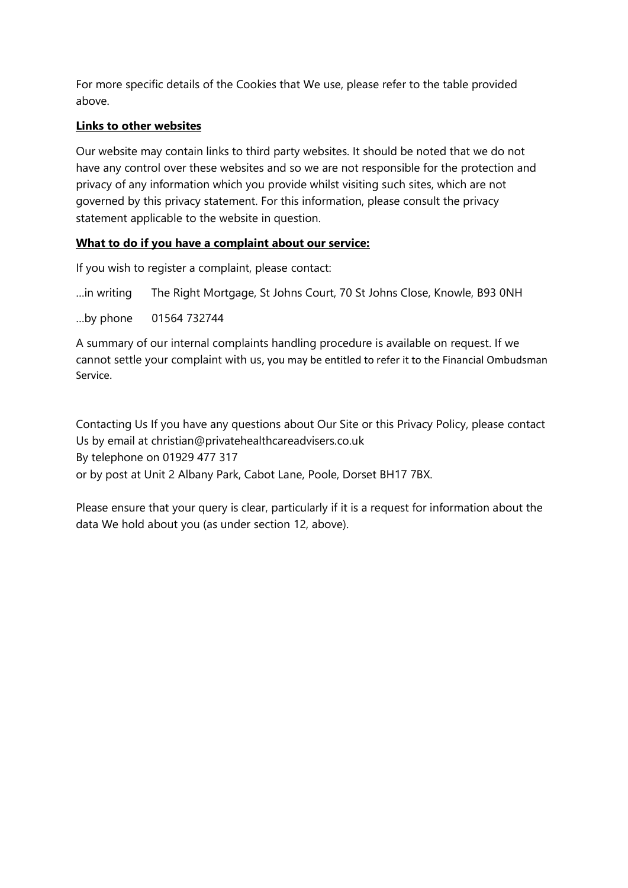For more specific details of the Cookies that We use, please refer to the table provided above.

**Links to other websites**

Our website may contain links to third party websites. It should be noted that we do not have any control over these websites and so we are not responsible for the protection and privacy of any information which you provide whilst visiting such sites, which are not governed by this privacy statement. For this information, please consult the privacy statement applicable to the website in question.

**What to do if you have a complaint about our service:**

If you wish to register a complaint, please contact:

…in writing The Right Mortgage, St Johns Court, 70 St Johns Close, Knowle, B93 0NH

…by phone 01564 732744

A summary of our internal complaints handling procedure is available on request. If we cannot settle your complaint with us, you may be entitled to refer it to the Financial Ombudsman Service.

Contacting Us If you have any questions about Our Site or this Privacy Policy, please contact Us by email at christian@privatehealthcareadvisers.co.uk
By telephone on 01929 477 317
or by post at Unit 2 Albany Park, Cabot Lane, Poole, Dorset BH17 7BX.

Please ensure that your query is clear, particularly if it is a request for information about the data We hold about you (as under section 12, above).